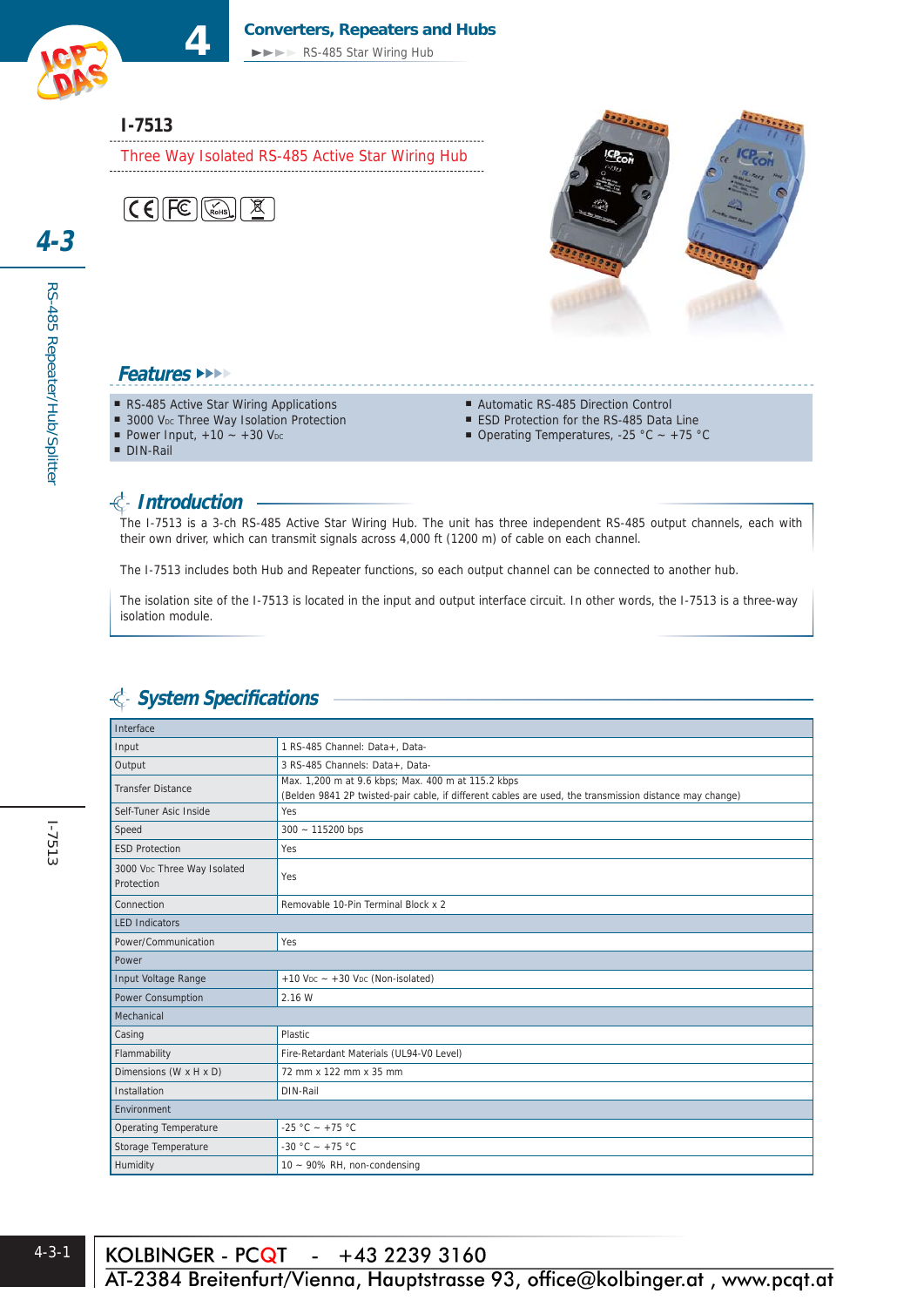# I-7513

## Three Way Isolated RS-485 Active Star Wiring Hub

### Features

- RS-485 Active Star Wiring Applications
- 3000 $V_{DC}$ Three Way Isolation Protection
- Power Input, +10 ~ +30 $V_{DC}$
- DIN-Rail
- Automatic RS-485 Direction Control
- ESD Protection for the RS-485 Data Line
- Operating Temperatures, -25 °C ~ +75 °C

### Introduction

The I-7513 is a 3-ch RS-485 Active Star Wiring Hub. The unit has three independent RS-485 output channels, each with their own driver, which can transmit signals across 4,000 ft (1200 m) of cable on each channel.

The I-7513 includes both Hub and Repeater functions, so each output channel can be connected to another hub.

The isolation site of the I-7513 is located in the input and output interface circuit. In other words, the I-7513 is a three-way isolation module.

### System Specifications

| Interface | |
|---|---|
| Input | 1 RS-485 Channel: Data+, Data- |
| Output | 3 RS-485 Channels: Data+, Data- |
| Transfer Distance | Max. 1,200 m at 9.6 kbps; Max. 400 m at 115.2 kbps (Belden 9841 2P twisted-pair cable, if different cables are used, the transmission distance may change) |
| Self-Tuner Asic Inside | Yes |
| Speed | 300 ~ 115200 bps |
| ESD Protection | Yes |
| 3000 $V_{DC}$ Three Way Isolated Protection | Yes |
| Connection | Removable 10-Pin Terminal Block x 2 |
| **LED Indicators** | |
| Power/Communication | Yes |
| **Power** | |
| Input Voltage Range | +10 $V_{DC}$ ~ +30 $V_{DC}$ (Non-isolated) |
| Power Consumption | 2.16 W |
| **Mechanical** | |
| Casing | Plastic |
| Flammability | Fire-Retardant Materials (UL94-V0 Level) |
| Dimensions (W x H x D) | 72 mm x 122 mm x 35 mm |
| Installation | DIN-Rail |
| **Environment** | |
| Operating Temperature | -25 °C ~ +75 °C |
| Storage Temperature | -30 °C ~ +75 °C |
| Humidity | 10 ~ 90% RH, non-condensing |

KOLBINGER - PCQT - +43 2239 3160
AT-2384 Breitenfurt/Vienna, Hauptstrasse 93, office@kolbinger.at , www.pcqt.at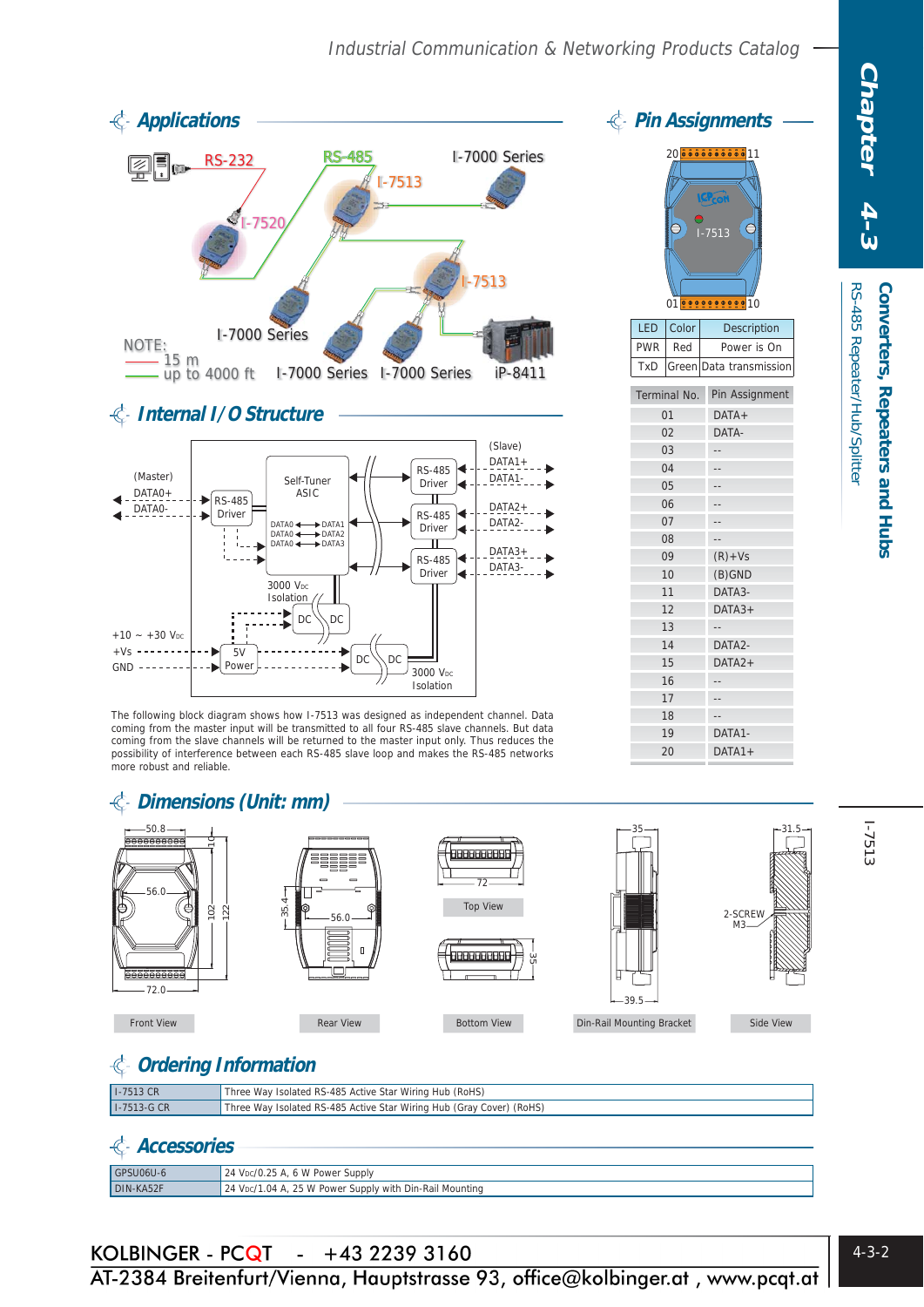## Applications

RS-232
RS-485
I-7000 Series
I-7513
I-7520
I-7513
I-7000 Series
I-7000 Series
I-7000 Series
iP-8411
NOTE:
15 m
up to 4000 ft

## Pin Assignments

20 11
I-7513
01 10

| LED | Color | Description |
|---|---|---|
| PWR | Red | Power is On |
| TxD | Green | Data transmission |

| Terminal No. | Pin Assignment |
|---|---|
| 01 | DATA+ |
| 02 | DATA- |
| 03 | -- |
| 04 | -- |
| 05 | -- |
| 06 | -- |
| 07 | -- |
| 08 | -- |
| 09 | (R)+Vs |
| 10 | (B)GND |
| 11 | DATA3- |
| 12 | DATA3+ |
| 13 | -- |
| 14 | DATA2- |
| 15 | DATA2+ |
| 16 | -- |
| 17 | -- |
| 18 | -- |
| 19 | DATA1- |
| 20 | DATA1+ |

## Internal I/O Structure

(Master)
DATA0+
DATA0-
RS-485 Driver
Self-Tuner ASIC
DATA0 DATA1
DATA0 DATA2
DATA0 DATA3
(Slave)
DATA1+
DATA1-
DATA2+
DATA2-
DATA3+
DATA3-
RS-485 Driver
RS-485 Driver
RS-485 Driver
3000 $V_{DC}$ Isolation
DC DC
+10 ~ +30 $V_{DC}$
+Vs
GND
5V Power
DC DC
3000 $V_{DC}$ Isolation

The following block diagram shows how I-7513 was designed as independent channel. Data coming from the master input will be transmitted to all four RS-485 slave channels. But data coming from the slave channels will be returned to the master input only. Thus reduces the possibility of interference between each RS-485 slave loop and makes the RS-485 networks more robust and reliable.

## Dimensions (Unit: mm)

Front View: 50.8, 56.0, 72.0, 10, 102, 122

Rear View: 35.4, 56.0

Top View: 72

Bottom View: 35

Din-Rail Mounting Bracket: 35, 39.5

Side View: 31.5, 2-SCREW M3

## Ordering Information

| | |
|---|---|
| I-7513 CR | Three Way Isolated RS-485 Active Star Wiring Hub (RoHS) |
| I-7513-G CR | Three Way Isolated RS-485 Active Star Wiring Hub (Gray Cover) (RoHS) |

## Accessories

| | |
|---|---|
| GPSU06U-6 | 24 $V_{DC}$/0.25 A, 6 W Power Supply |
| DIN-KA52F | 24 $V_{DC}$/1.04 A, 25 W Power Supply with Din-Rail Mounting |

KOLBINGER - PCQT - +43 2239 3160
AT-2384 Breitenfurt/Vienna, Hauptstrasse 93, office@kolbinger.at , www.pcqt.at